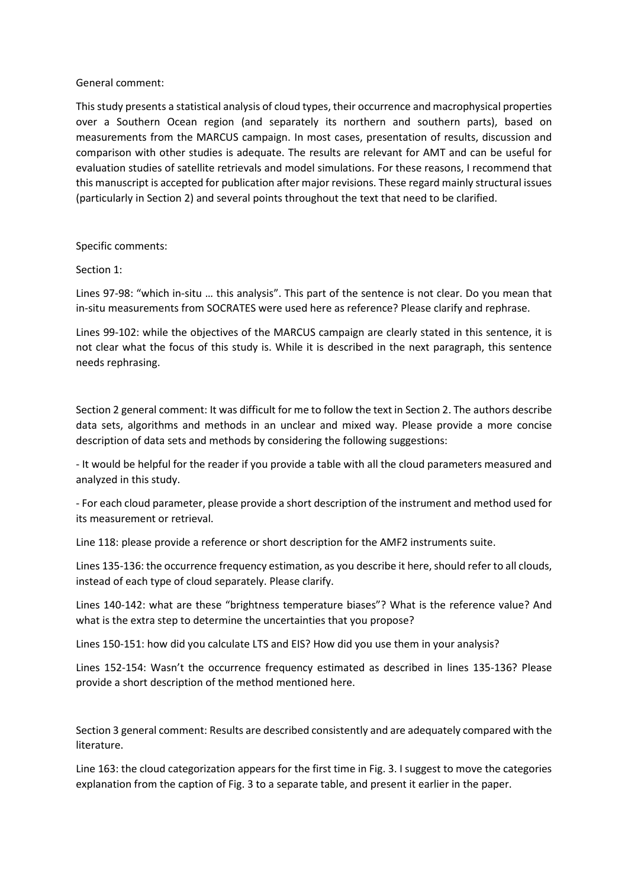General comment:

This study presents a statistical analysis of cloud types, their occurrence and macrophysical properties over a Southern Ocean region (and separately its northern and southern parts), based on measurements from the MARCUS campaign. In most cases, presentation of results, discussion and comparison with other studies is adequate. The results are relevant for AMT and can be useful for evaluation studies of satellite retrievals and model simulations. For these reasons, I recommend that this manuscript is accepted for publication after major revisions. These regard mainly structural issues (particularly in Section 2) and several points throughout the text that need to be clarified.

Specific comments:

Section 1:

Lines 97-98: "which in-situ … this analysis". This part of the sentence is not clear. Do you mean that in-situ measurements from SOCRATES were used here as reference? Please clarify and rephrase.

Lines 99-102: while the objectives of the MARCUS campaign are clearly stated in this sentence, it is not clear what the focus of this study is. While it is described in the next paragraph, this sentence needs rephrasing.

Section 2 general comment: It was difficult for me to follow the text in Section 2. The authors describe data sets, algorithms and methods in an unclear and mixed way. Please provide a more concise description of data sets and methods by considering the following suggestions:

- It would be helpful for the reader if you provide a table with all the cloud parameters measured and analyzed in this study.
- For each cloud parameter, please provide a short description of the instrument and method used for its measurement or retrieval.

Line 118: please provide a reference or short description for the AMF2 instruments suite.

Lines 135-136: the occurrence frequency estimation, as you describe it here, should refer to all clouds, instead of each type of cloud separately. Please clarify.

Lines 140-142: what are these "brightness temperature biases"? What is the reference value? And what is the extra step to determine the uncertainties that you propose?

Lines 150-151: how did you calculate LTS and EIS? How did you use them in your analysis?

Lines 152-154: Wasn't the occurrence frequency estimated as described in lines 135-136? Please provide a short description of the method mentioned here.

Section 3 general comment: Results are described consistently and are adequately compared with the literature.

Line 163: the cloud categorization appears for the first time in Fig. 3. I suggest to move the categories explanation from the caption of Fig. 3 to a separate table, and present it earlier in the paper.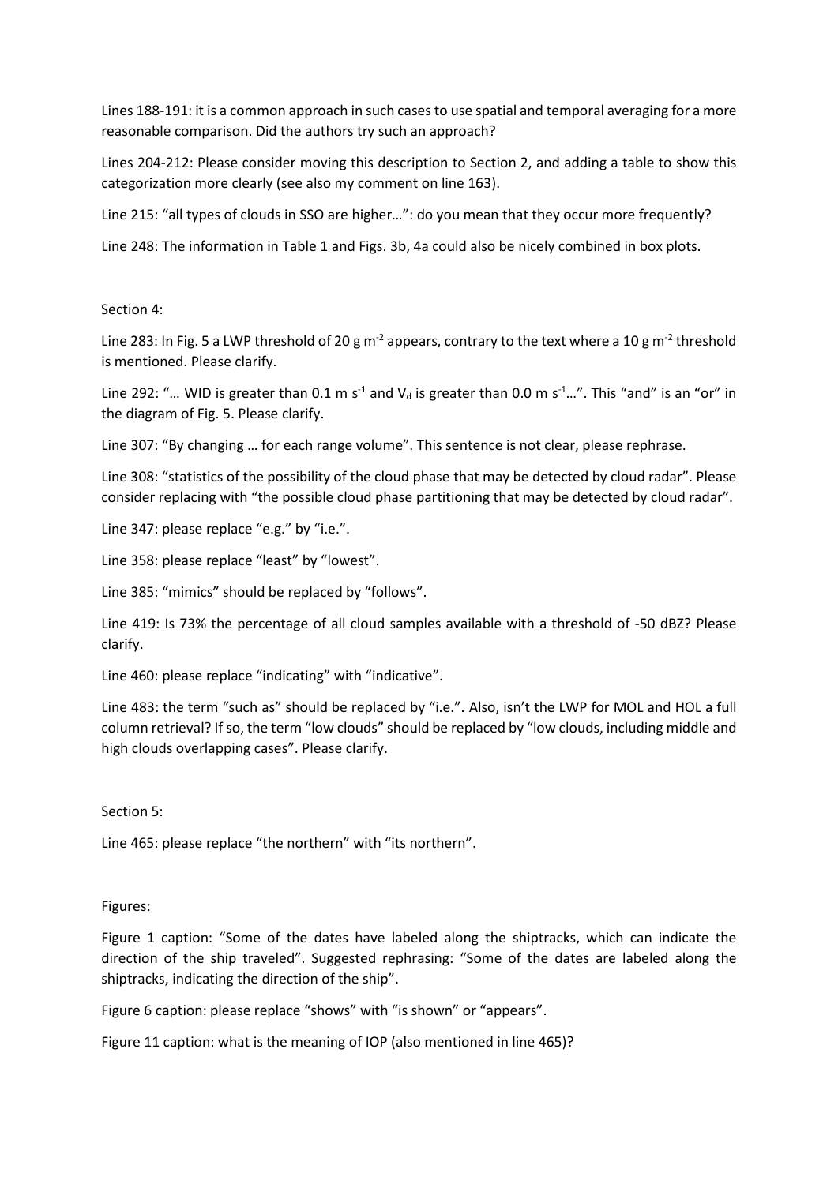Lines 188-191: it is a common approach in such cases to use spatial and temporal averaging for a more reasonable comparison. Did the authors try such an approach?

Lines 204-212: Please consider moving this description to Section 2, and adding a table to show this categorization more clearly (see also my comment on line 163).

Line 215: "all types of clouds in SSO are higher…": do you mean that they occur more frequently?

Line 248: The information in Table 1 and Figs. 3b, 4a could also be nicely combined in box plots.

Section 4:

Line 283: In Fig. 5 a LWP threshold of 20 g $m^{-2}$ appears, contrary to the text where a 10 g $m^{-2}$ threshold is mentioned. Please clarify.

Line 292: "… WID is greater than 0.1 m $s^{-1}$ and $V_d$ is greater than 0.0 m $s^{-1}$…". This "and" is an "or" in the diagram of Fig. 5. Please clarify.

Line 307: "By changing … for each range volume". This sentence is not clear, please rephrase.

Line 308: "statistics of the possibility of the cloud phase that may be detected by cloud radar". Please consider replacing with "the possible cloud phase partitioning that may be detected by cloud radar".

Line 347: please replace "e.g." by "i.e.".

Line 358: please replace "least" by "lowest".

Line 385: "mimics" should be replaced by "follows".

Line 419: Is 73% the percentage of all cloud samples available with a threshold of -50 dBZ? Please clarify.

Line 460: please replace "indicating" with "indicative".

Line 483: the term "such as" should be replaced by "i.e.". Also, isn't the LWP for MOL and HOL a full column retrieval? If so, the term "low clouds" should be replaced by "low clouds, including middle and high clouds overlapping cases". Please clarify.

Section 5:

Line 465: please replace "the northern" with "its northern".

Figures:

Figure 1 caption: "Some of the dates have labeled along the shiptracks, which can indicate the direction of the ship traveled". Suggested rephrasing: "Some of the dates are labeled along the shiptracks, indicating the direction of the ship".

Figure 6 caption: please replace "shows" with "is shown" or "appears".

Figure 11 caption: what is the meaning of IOP (also mentioned in line 465)?